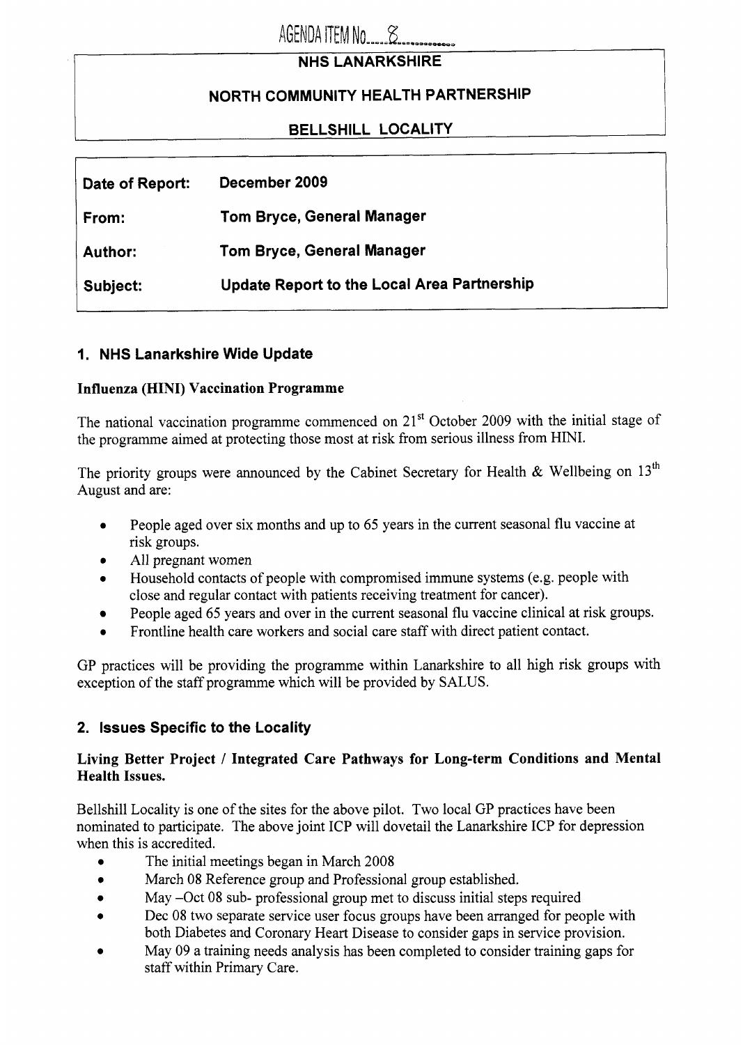AGENDA ITEM No. 8

**NHS LANARKSHIRE**

**NORTH COMMUNITY HEALTH PARTNERSHIP**

**BELLSHILL LOCALITY**

| | |
|---|---|
| **Date of Report:** | **December 2009** |
| **From:** | **Tom Bryce, General Manager** |
| **Author:** | **Tom Bryce, General Manager** |
| **Subject:** | **Update Report to the Local Area Partnership** |

## 1. NHS Lanarkshire Wide Update

### Influenza (HINI) Vaccination Programme

The national vaccination programme commenced on 21st October 2009 with the initial stage of the programme aimed at protecting those most at risk from serious illness from HINI.

The priority groups were announced by the Cabinet Secretary for Health & Wellbeing on 13th August and are:

- People aged over six months and up to 65 years in the current seasonal flu vaccine at risk groups.
- All pregnant women
- Household contacts of people with compromised immune systems (e.g. people with close and regular contact with patients receiving treatment for cancer).
- People aged 65 years and over in the current seasonal flu vaccine clinical at risk groups.
- Frontline health care workers and social care staff with direct patient contact.

GP practices will be providing the programme within Lanarkshire to all high risk groups with exception of the staff programme which will be provided by SALUS.

## 2. Issues Specific to the Locality

### Living Better Project / Integrated Care Pathways for Long-term Conditions and Mental Health Issues.

Bellshill Locality is one of the sites for the above pilot. Two local GP practices have been nominated to participate. The above joint ICP will dovetail the Lanarkshire ICP for depression when this is accredited.

- The initial meetings began in March 2008
- March 08 Reference group and Professional group established.
- May –Oct 08 sub- professional group met to discuss initial steps required
- Dec 08 two separate service user focus groups have been arranged for people with both Diabetes and Coronary Heart Disease to consider gaps in service provision.
- May 09 a training needs analysis has been completed to consider training gaps for staff within Primary Care.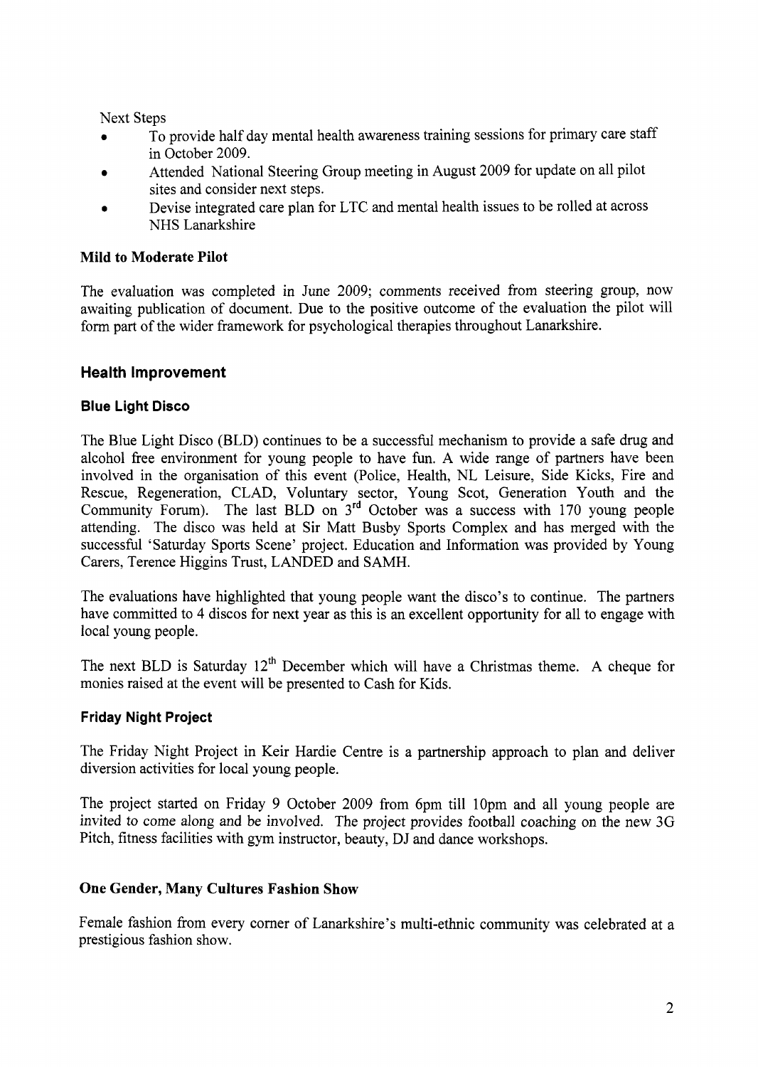Next Steps

- To provide half day mental health awareness training sessions for primary care staff in October 2009.
- Attended National Steering Group meeting in August 2009 for update on all pilot sites and consider next steps.
- Devise integrated care plan for LTC and mental health issues to be rolled at across NHS Lanarkshire

**Mild to Moderate Pilot**

The evaluation was completed in June 2009; comments received from steering group, now awaiting publication of document. Due to the positive outcome of the evaluation the pilot will form part of the wider framework for psychological therapies throughout Lanarkshire.

## Health Improvement

### Blue Light Disco

The Blue Light Disco (BLD) continues to be a successful mechanism to provide a safe drug and alcohol free environment for young people to have fun. A wide range of partners have been involved in the organisation of this event (Police, Health, NL Leisure, Side Kicks, Fire and Rescue, Regeneration, CLAD, Voluntary sector, Young Scot, Generation Youth and the Community Forum). The last BLD on 3rd October was a success with 170 young people attending. The disco was held at Sir Matt Busby Sports Complex and has merged with the successful 'Saturday Sports Scene' project. Education and Information was provided by Young Carers, Terence Higgins Trust, LANDED and SAMH.

The evaluations have highlighted that young people want the disco's to continue. The partners have committed to 4 discos for next year as this is an excellent opportunity for all to engage with local young people.

The next BLD is Saturday 12th December which will have a Christmas theme. A cheque for monies raised at the event will be presented to Cash for Kids.

### Friday Night Project

The Friday Night Project in Keir Hardie Centre is a partnership approach to plan and deliver diversion activities for local young people.

The project started on Friday 9 October 2009 from 6pm till 10pm and all young people are invited to come along and be involved. The project provides football coaching on the new 3G Pitch, fitness facilities with gym instructor, beauty, DJ and dance workshops.

### One Gender, Many Cultures Fashion Show

Female fashion from every corner of Lanarkshire's multi-ethnic community was celebrated at a prestigious fashion show.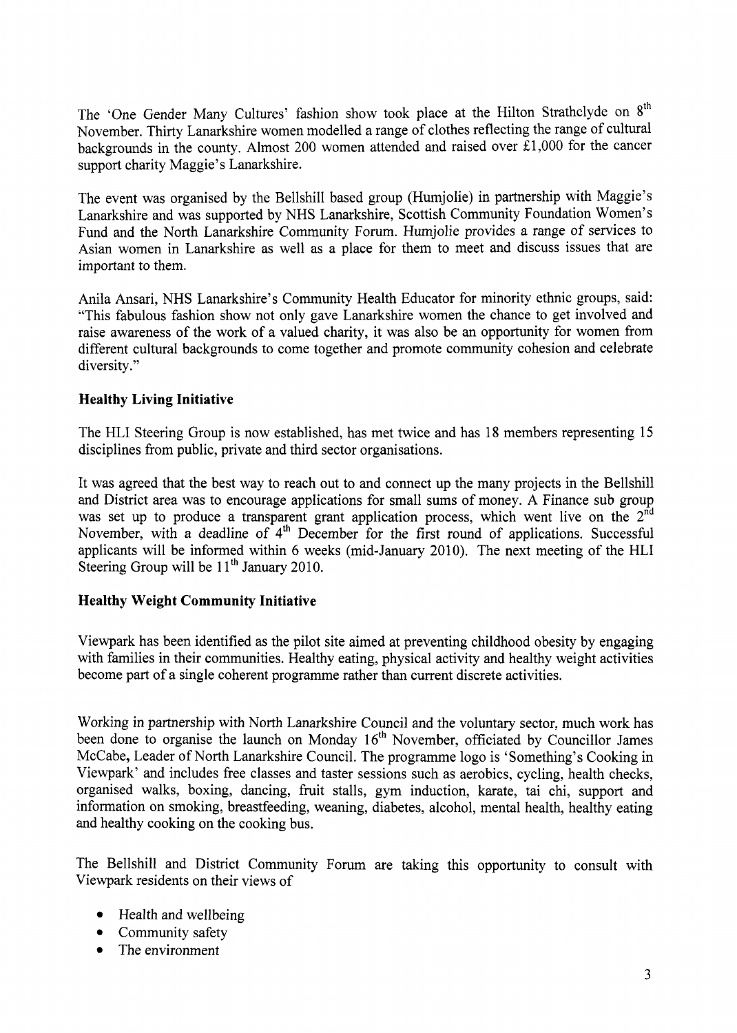The 'One Gender Many Cultures' fashion show took place at the Hilton Strathclyde on 8th November. Thirty Lanarkshire women modelled a range of clothes reflecting the range of cultural backgrounds in the county. Almost 200 women attended and raised over £1,000 for the cancer support charity Maggie's Lanarkshire.

The event was organised by the Bellshill based group (Humjolie) in partnership with Maggie's Lanarkshire and was supported by NHS Lanarkshire, Scottish Community Foundation Women's Fund and the North Lanarkshire Community Forum. Humjolie provides a range of services to Asian women in Lanarkshire as well as a place for them to meet and discuss issues that are important to them.

Anila Ansari, NHS Lanarkshire's Community Health Educator for minority ethnic groups, said: "This fabulous fashion show not only gave Lanarkshire women the chance to get involved and raise awareness of the work of a valued charity, it was also be an opportunity for women from different cultural backgrounds to come together and promote community cohesion and celebrate diversity."

**Healthy Living Initiative**

The HLI Steering Group is now established, has met twice and has 18 members representing 15 disciplines from public, private and third sector organisations.

It was agreed that the best way to reach out to and connect up the many projects in the Bellshill and District area was to encourage applications for small sums of money. A Finance sub group was set up to produce a transparent grant application process, which went live on the 2nd November, with a deadline of 4th December for the first round of applications. Successful applicants will be informed within 6 weeks (mid-January 2010). The next meeting of the HLI Steering Group will be 11th January 2010.

**Healthy Weight Community Initiative**

Viewpark has been identified as the pilot site aimed at preventing childhood obesity by engaging with families in their communities. Healthy eating, physical activity and healthy weight activities become part of a single coherent programme rather than current discrete activities.

Working in partnership with North Lanarkshire Council and the voluntary sector, much work has been done to organise the launch on Monday 16th November, officiated by Councillor James McCabe, Leader of North Lanarkshire Council. The programme logo is 'Something's Cooking in Viewpark' and includes free classes and taster sessions such as aerobics, cycling, health checks, organised walks, boxing, dancing, fruit stalls, gym induction, karate, tai chi, support and information on smoking, breastfeeding, weaning, diabetes, alcohol, mental health, healthy eating and healthy cooking on the cooking bus.

The Bellshill and District Community Forum are taking this opportunity to consult with Viewpark residents on their views of

- Health and wellbeing
- Community safety
- The environment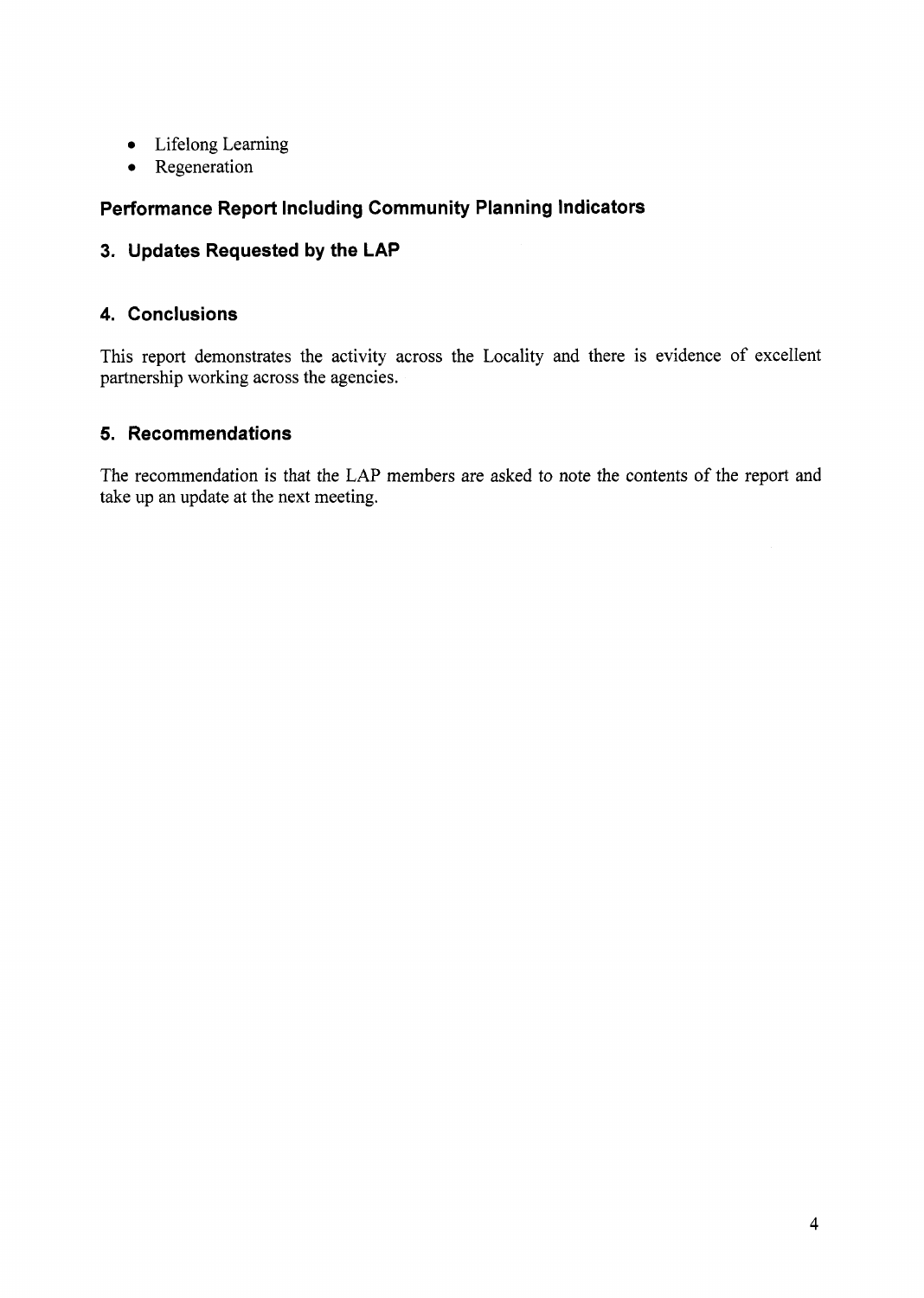- Lifelong Learning
- Regeneration

## Performance Report Including Community Planning Indicators

## 3. Updates Requested by the LAP

## 4. Conclusions

This report demonstrates the activity across the Locality and there is evidence of excellent partnership working across the agencies.

## 5. Recommendations

The recommendation is that the LAP members are asked to note the contents of the report and take up an update at the next meeting.